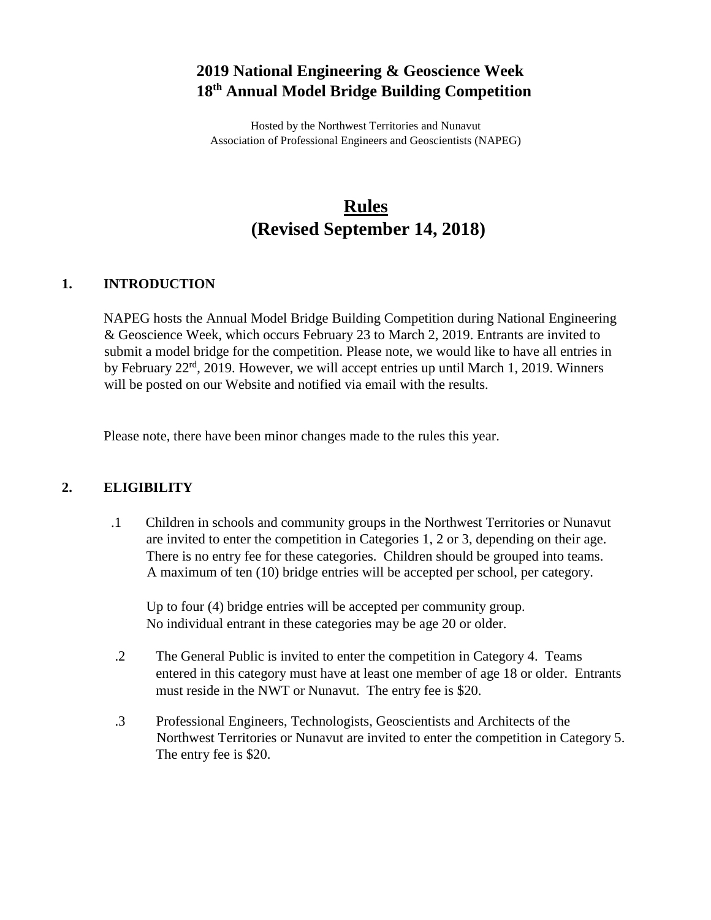# 2019 National Engineering & Geoscience Week
# 18th Annual Model Bridge Building Competition

Hosted by the Northwest Territories and Nunavut
Association of Professional Engineers and Geoscientists (NAPEG)

# Rules
# (Revised September 14, 2018)

## 1. INTRODUCTION

NAPEG hosts the Annual Model Bridge Building Competition during National Engineering & Geoscience Week, which occurs February 23 to March 2, 2019. Entrants are invited to submit a model bridge for the competition. Please note, we would like to have all entries in by February 22nd, 2019. However, we will accept entries up until March 1, 2019. Winners will be posted on our Website and notified via email with the results.

Please note, there have been minor changes made to the rules this year.

## 2. ELIGIBILITY

.1 Children in schools and community groups in the Northwest Territories or Nunavut are invited to enter the competition in Categories 1, 2 or 3, depending on their age. There is no entry fee for these categories. Children should be grouped into teams. A maximum of ten (10) bridge entries will be accepted per school, per category.

Up to four (4) bridge entries will be accepted per community group. No individual entrant in these categories may be age 20 or older.

.2 The General Public is invited to enter the competition in Category 4. Teams entered in this category must have at least one member of age 18 or older. Entrants must reside in the NWT or Nunavut. The entry fee is $20.

.3 Professional Engineers, Technologists, Geoscientists and Architects of the Northwest Territories or Nunavut are invited to enter the competition in Category 5. The entry fee is $20.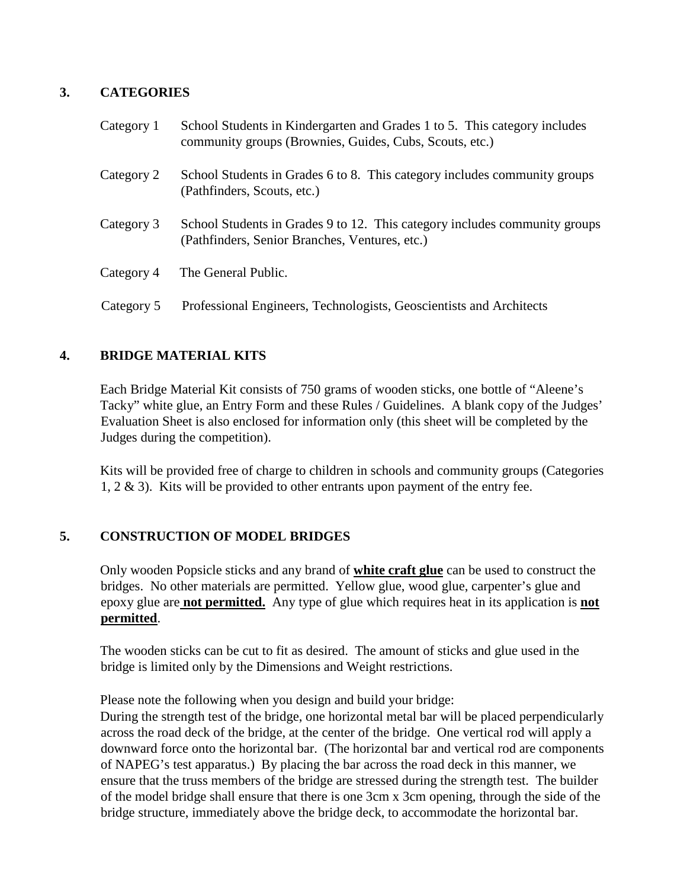## 3. CATEGORIES

| | |
|---|---|
| Category 1 | School Students in Kindergarten and Grades 1 to 5. This category includes community groups (Brownies, Guides, Cubs, Scouts, etc.) |
| Category 2 | School Students in Grades 6 to 8. This category includes community groups (Pathfinders, Scouts, etc.) |
| Category 3 | School Students in Grades 9 to 12. This category includes community groups (Pathfinders, Senior Branches, Ventures, etc.) |
| Category 4 | The General Public. |
| Category 5 | Professional Engineers, Technologists, Geoscientists and Architects |

## 4. BRIDGE MATERIAL KITS

Each Bridge Material Kit consists of 750 grams of wooden sticks, one bottle of "Aleene's Tacky" white glue, an Entry Form and these Rules / Guidelines. A blank copy of the Judges' Evaluation Sheet is also enclosed for information only (this sheet will be completed by the Judges during the competition).

Kits will be provided free of charge to children in schools and community groups (Categories 1, 2 & 3). Kits will be provided to other entrants upon payment of the entry fee.

## 5. CONSTRUCTION OF MODEL BRIDGES

Only wooden Popsicle sticks and any brand of **white craft glue** can be used to construct the bridges. No other materials are permitted. Yellow glue, wood glue, carpenter's glue and epoxy glue are **not permitted.** Any type of glue which requires heat in its application is **not permitted**.

The wooden sticks can be cut to fit as desired. The amount of sticks and glue used in the bridge is limited only by the Dimensions and Weight restrictions.

Please note the following when you design and build your bridge:
During the strength test of the bridge, one horizontal metal bar will be placed perpendicularly across the road deck of the bridge, at the center of the bridge. One vertical rod will apply a downward force onto the horizontal bar. (The horizontal bar and vertical rod are components of NAPEG's test apparatus.) By placing the bar across the road deck in this manner, we ensure that the truss members of the bridge are stressed during the strength test. The builder of the model bridge shall ensure that there is one 3cm x 3cm opening, through the side of the bridge structure, immediately above the bridge deck, to accommodate the horizontal bar.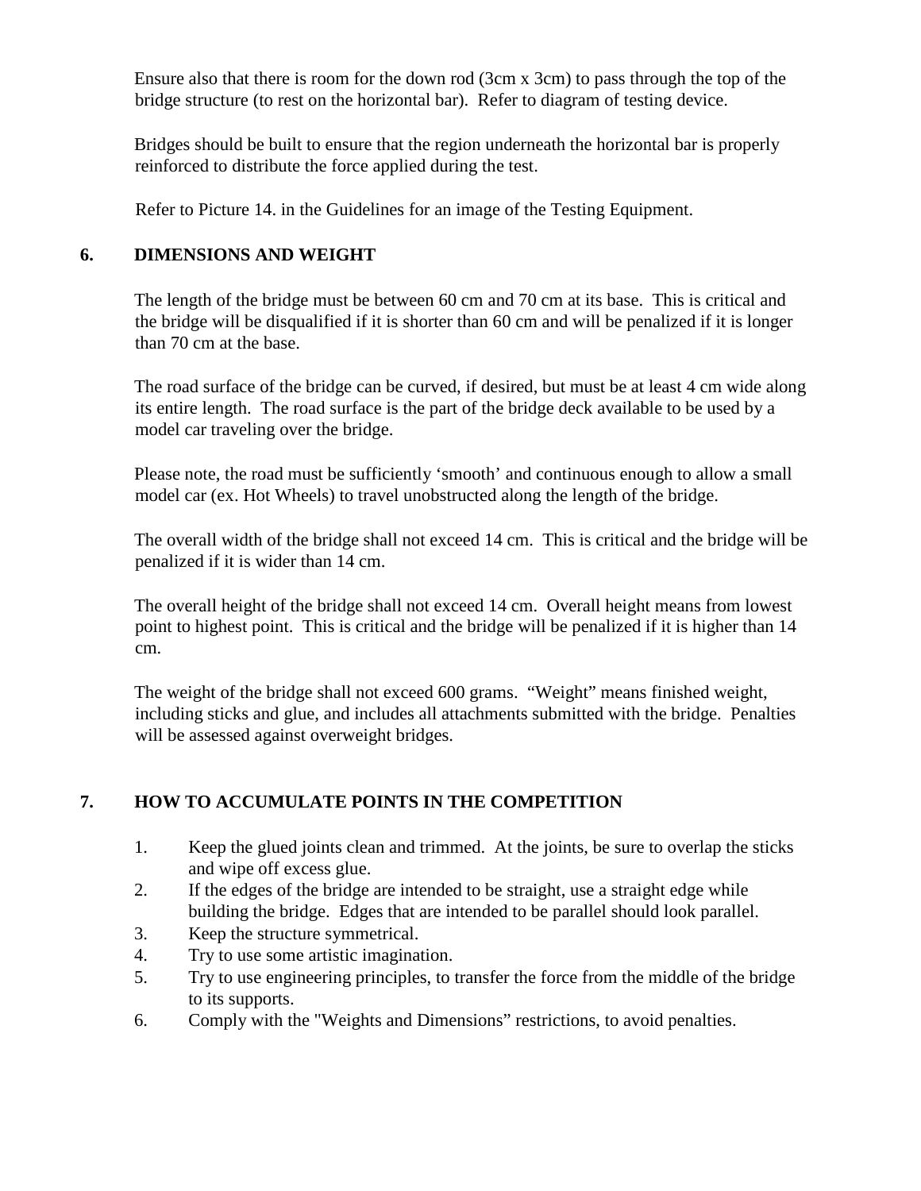Ensure also that there is room for the down rod (3cm x 3cm) to pass through the top of the bridge structure (to rest on the horizontal bar). Refer to diagram of testing device.

Bridges should be built to ensure that the region underneath the horizontal bar is properly reinforced to distribute the force applied during the test.

Refer to Picture 14. in the Guidelines for an image of the Testing Equipment.

## 6. DIMENSIONS AND WEIGHT

The length of the bridge must be between 60 cm and 70 cm at its base. This is critical and the bridge will be disqualified if it is shorter than 60 cm and will be penalized if it is longer than 70 cm at the base.

The road surface of the bridge can be curved, if desired, but must be at least 4 cm wide along its entire length. The road surface is the part of the bridge deck available to be used by a model car traveling over the bridge.

Please note, the road must be sufficiently 'smooth' and continuous enough to allow a small model car (ex. Hot Wheels) to travel unobstructed along the length of the bridge.

The overall width of the bridge shall not exceed 14 cm. This is critical and the bridge will be penalized if it is wider than 14 cm.

The overall height of the bridge shall not exceed 14 cm. Overall height means from lowest point to highest point. This is critical and the bridge will be penalized if it is higher than 14 cm.

The weight of the bridge shall not exceed 600 grams. "Weight" means finished weight, including sticks and glue, and includes all attachments submitted with the bridge. Penalties will be assessed against overweight bridges.

## 7. HOW TO ACCUMULATE POINTS IN THE COMPETITION

1. Keep the glued joints clean and trimmed. At the joints, be sure to overlap the sticks and wipe off excess glue.
2. If the edges of the bridge are intended to be straight, use a straight edge while building the bridge. Edges that are intended to be parallel should look parallel.
3. Keep the structure symmetrical.
4. Try to use some artistic imagination.
5. Try to use engineering principles, to transfer the force from the middle of the bridge to its supports.
6. Comply with the "Weights and Dimensions" restrictions, to avoid penalties.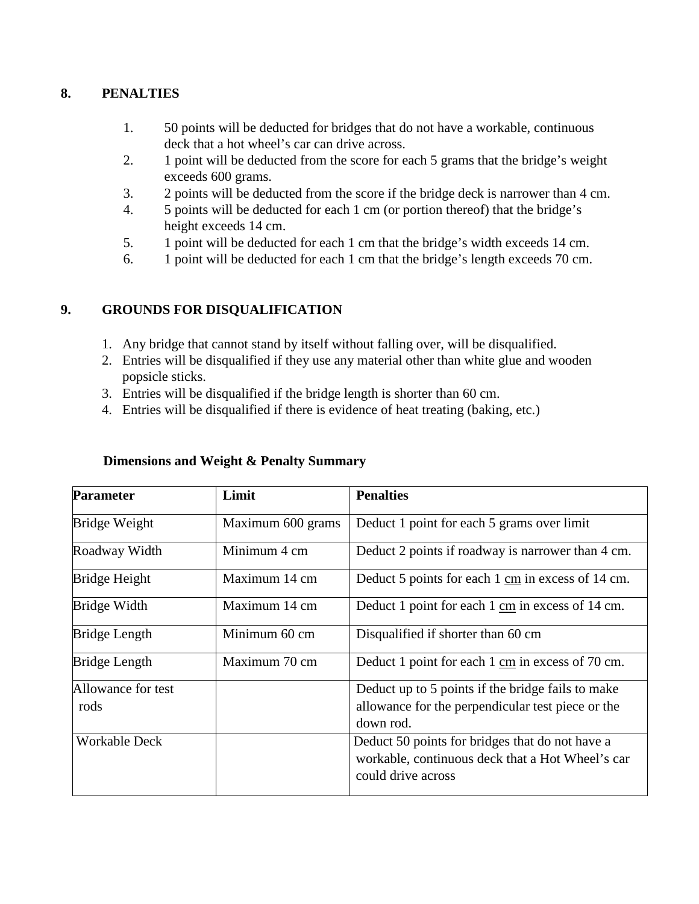## 8. PENALTIES

1. 50 points will be deducted for bridges that do not have a workable, continuous deck that a hot wheel's car can drive across.
2. 1 point will be deducted from the score for each 5 grams that the bridge's weight exceeds 600 grams.
3. 2 points will be deducted from the score if the bridge deck is narrower than 4 cm.
4. 5 points will be deducted for each 1 cm (or portion thereof) that the bridge's height exceeds 14 cm.
5. 1 point will be deducted for each 1 cm that the bridge's width exceeds 14 cm.
6. 1 point will be deducted for each 1 cm that the bridge's length exceeds 70 cm.

## 9. GROUNDS FOR DISQUALIFICATION

1. Any bridge that cannot stand by itself without falling over, will be disqualified.
2. Entries will be disqualified if they use any material other than white glue and wooden popsicle sticks.
3. Entries will be disqualified if the bridge length is shorter than 60 cm.
4. Entries will be disqualified if there is evidence of heat treating (baking, etc.)

**Dimensions and Weight & Penalty Summary**

| **Parameter** | **Limit** | **Penalties** |
| --- | --- | --- |
| Bridge Weight | Maximum 600 grams | Deduct 1 point for each 5 grams over limit |
| Roadway Width | Minimum 4 cm | Deduct 2 points if roadway is narrower than 4 cm. |
| Bridge Height | Maximum 14 cm | Deduct 5 points for each 1 cm in excess of 14 cm. |
| Bridge Width | Maximum 14 cm | Deduct 1 point for each 1 cm in excess of 14 cm. |
| Bridge Length | Minimum 60 cm | Disqualified if shorter than 60 cm |
| Bridge Length | Maximum 70 cm | Deduct 1 point for each 1 cm in excess of 70 cm. |
| Allowance for test rods | | Deduct up to 5 points if the bridge fails to make allowance for the perpendicular test piece or the down rod. |
| Workable Deck | | Deduct 50 points for bridges that do not have a workable, continuous deck that a Hot Wheel's car could drive across |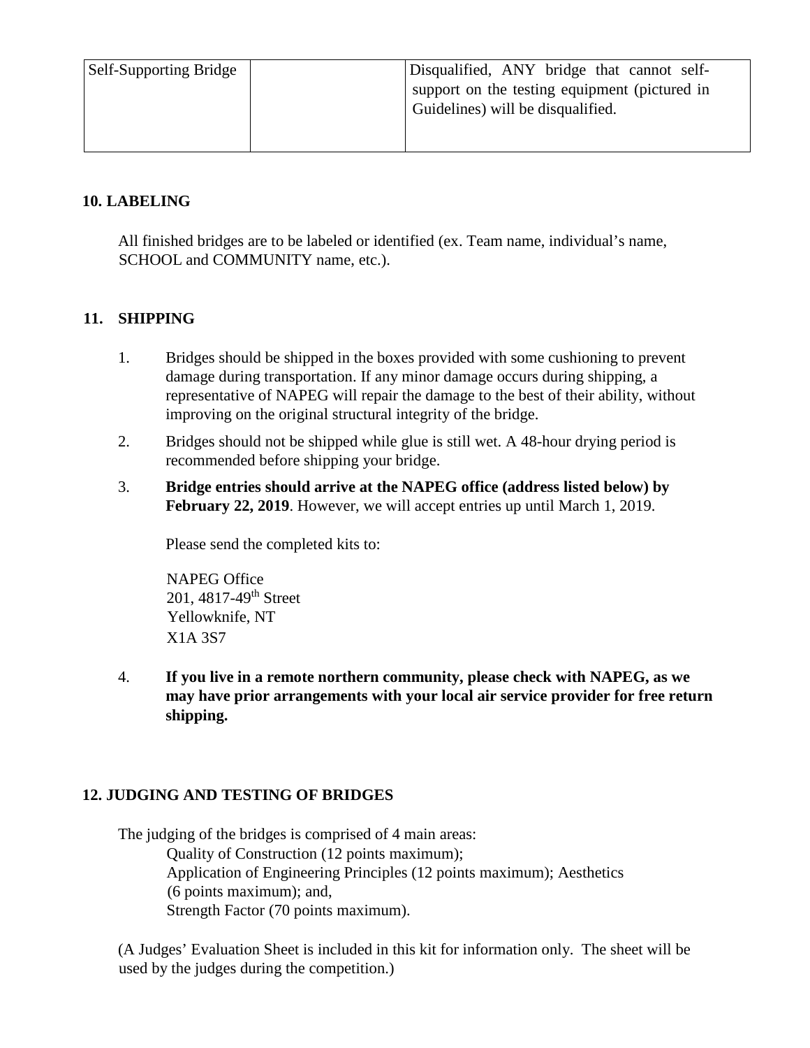| Self-Supporting Bridge | | Disqualified, ANY bridge that cannot self-support on the testing equipment (pictured in Guidelines) will be disqualified. |
| --- | --- | --- |

## 10. LABELING

All finished bridges are to be labeled or identified (ex. Team name, individual's name, SCHOOL and COMMUNITY name, etc.).

## 11. SHIPPING

1. Bridges should be shipped in the boxes provided with some cushioning to prevent damage during transportation. If any minor damage occurs during shipping, a representative of NAPEG will repair the damage to the best of their ability, without improving on the original structural integrity of the bridge.
2. Bridges should not be shipped while glue is still wet. A 48-hour drying period is recommended before shipping your bridge.
3. **Bridge entries should arrive at the NAPEG office (address listed below) by February 22, 2019**. However, we will accept entries up until March 1, 2019.

   Please send the completed kits to:

   NAPEG Office
   201, 4817-49th Street
   Yellowknife, NT
   X1A 3S7

4. **If you live in a remote northern community, please check with NAPEG, as we may have prior arrangements with your local air service provider for free return shipping.**

## 12. JUDGING AND TESTING OF BRIDGES

The judging of the bridges is comprised of 4 main areas:

- Quality of Construction (12 points maximum);
- Application of Engineering Principles (12 points maximum);
- Aesthetics (6 points maximum); and,
- Strength Factor (70 points maximum).

(A Judges' Evaluation Sheet is included in this kit for information only. The sheet will be used by the judges during the competition.)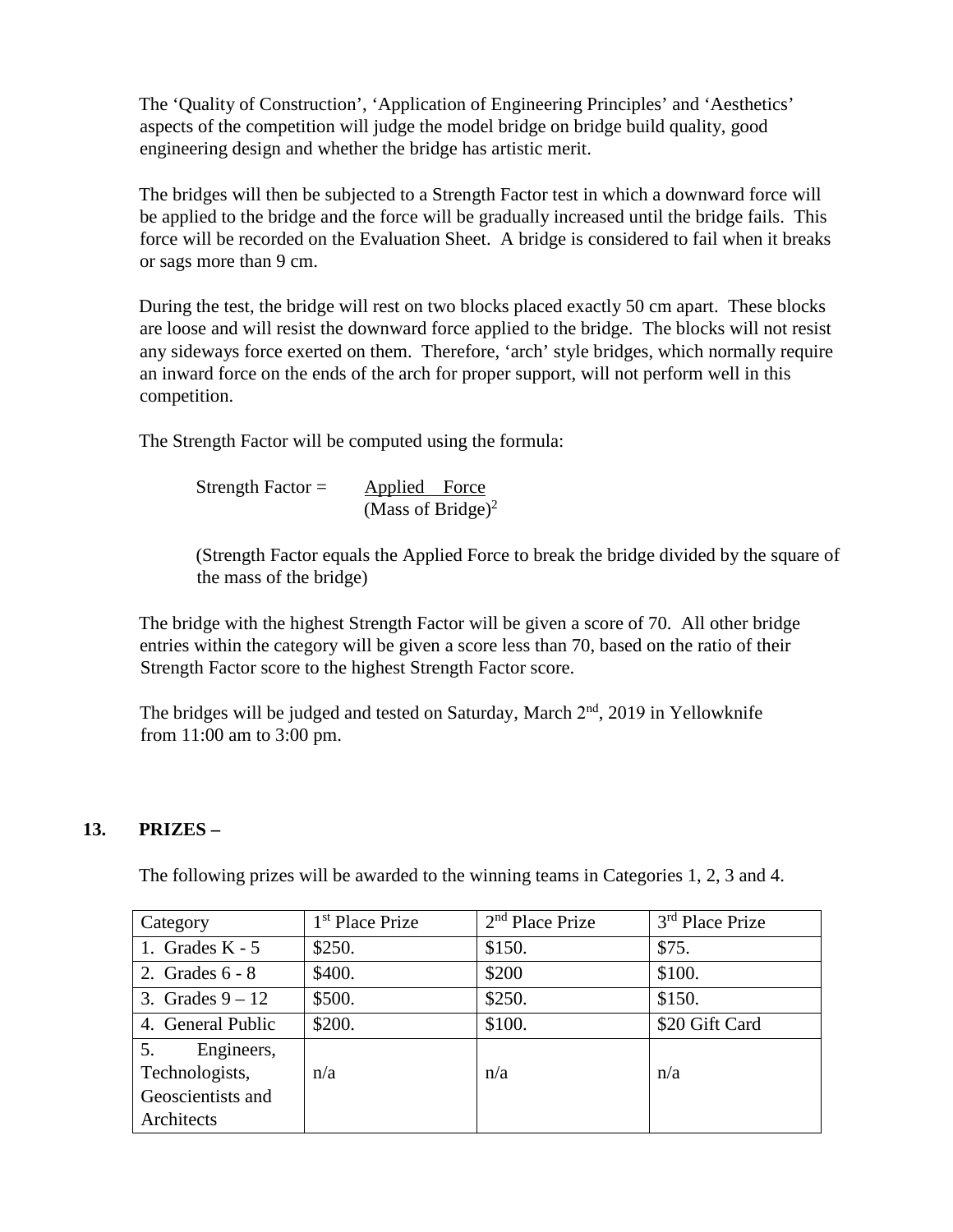The 'Quality of Construction', 'Application of Engineering Principles' and 'Aesthetics' aspects of the competition will judge the model bridge on bridge build quality, good engineering design and whether the bridge has artistic merit.

The bridges will then be subjected to a Strength Factor test in which a downward force will be applied to the bridge and the force will be gradually increased until the bridge fails. This force will be recorded on the Evaluation Sheet. A bridge is considered to fail when it breaks or sags more than 9 cm.

During the test, the bridge will rest on two blocks placed exactly 50 cm apart. These blocks are loose and will resist the downward force applied to the bridge. The blocks will not resist any sideways force exerted on them. Therefore, 'arch' style bridges, which normally require an inward force on the ends of the arch for proper support, will not perform well in this competition.

The Strength Factor will be computed using the formula:

$$\text{Strength Factor} = \frac{\text{Applied Force}}{(\text{Mass of Bridge})^2}$$

(Strength Factor equals the Applied Force to break the bridge divided by the square of the mass of the bridge)

The bridge with the highest Strength Factor will be given a score of 70. All other bridge entries within the category will be given a score less than 70, based on the ratio of their Strength Factor score to the highest Strength Factor score.

The bridges will be judged and tested on Saturday, March 2nd, 2019 in Yellowknife from 11:00 am to 3:00 pm.

## 13. PRIZES –

The following prizes will be awarded to the winning teams in Categories 1, 2, 3 and 4.

| Category | 1st Place Prize | 2nd Place Prize | 3rd Place Prize |
|---|---|---|---|
| 1. Grades K - 5 | $250. | $150. | $75. |
| 2. Grades 6 - 8 | $400. | $200 | $100. |
| 3. Grades 9 – 12 | $500. | $250. | $150. |
| 4. General Public | $200. | $100. | $20 Gift Card |
| 5. Engineers, Technologists, Geoscientists and Architects | n/a | n/a | n/a |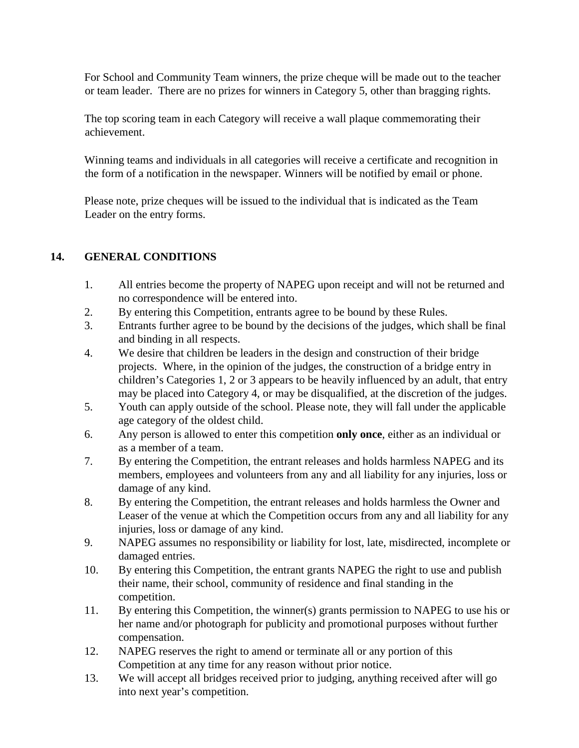For School and Community Team winners, the prize cheque will be made out to the teacher or team leader. There are no prizes for winners in Category 5, other than bragging rights.

The top scoring team in each Category will receive a wall plaque commemorating their achievement.

Winning teams and individuals in all categories will receive a certificate and recognition in the form of a notification in the newspaper. Winners will be notified by email or phone.

Please note, prize cheques will be issued to the individual that is indicated as the Team Leader on the entry forms.

## 14. GENERAL CONDITIONS

1. All entries become the property of NAPEG upon receipt and will not be returned and no correspondence will be entered into.
2. By entering this Competition, entrants agree to be bound by these Rules.
3. Entrants further agree to be bound by the decisions of the judges, which shall be final and binding in all respects.
4. We desire that children be leaders in the design and construction of their bridge projects. Where, in the opinion of the judges, the construction of a bridge entry in children's Categories 1, 2 or 3 appears to be heavily influenced by an adult, that entry may be placed into Category 4, or may be disqualified, at the discretion of the judges.
5. Youth can apply outside of the school. Please note, they will fall under the applicable age category of the oldest child.
6. Any person is allowed to enter this competition **only once**, either as an individual or as a member of a team.
7. By entering the Competition, the entrant releases and holds harmless NAPEG and its members, employees and volunteers from any and all liability for any injuries, loss or damage of any kind.
8. By entering the Competition, the entrant releases and holds harmless the Owner and Leaser of the venue at which the Competition occurs from any and all liability for any injuries, loss or damage of any kind.
9. NAPEG assumes no responsibility or liability for lost, late, misdirected, incomplete or damaged entries.
10. By entering this Competition, the entrant grants NAPEG the right to use and publish their name, their school, community of residence and final standing in the competition.
11. By entering this Competition, the winner(s) grants permission to NAPEG to use his or her name and/or photograph for publicity and promotional purposes without further compensation.
12. NAPEG reserves the right to amend or terminate all or any portion of this Competition at any time for any reason without prior notice.
13. We will accept all bridges received prior to judging, anything received after will go into next year's competition.